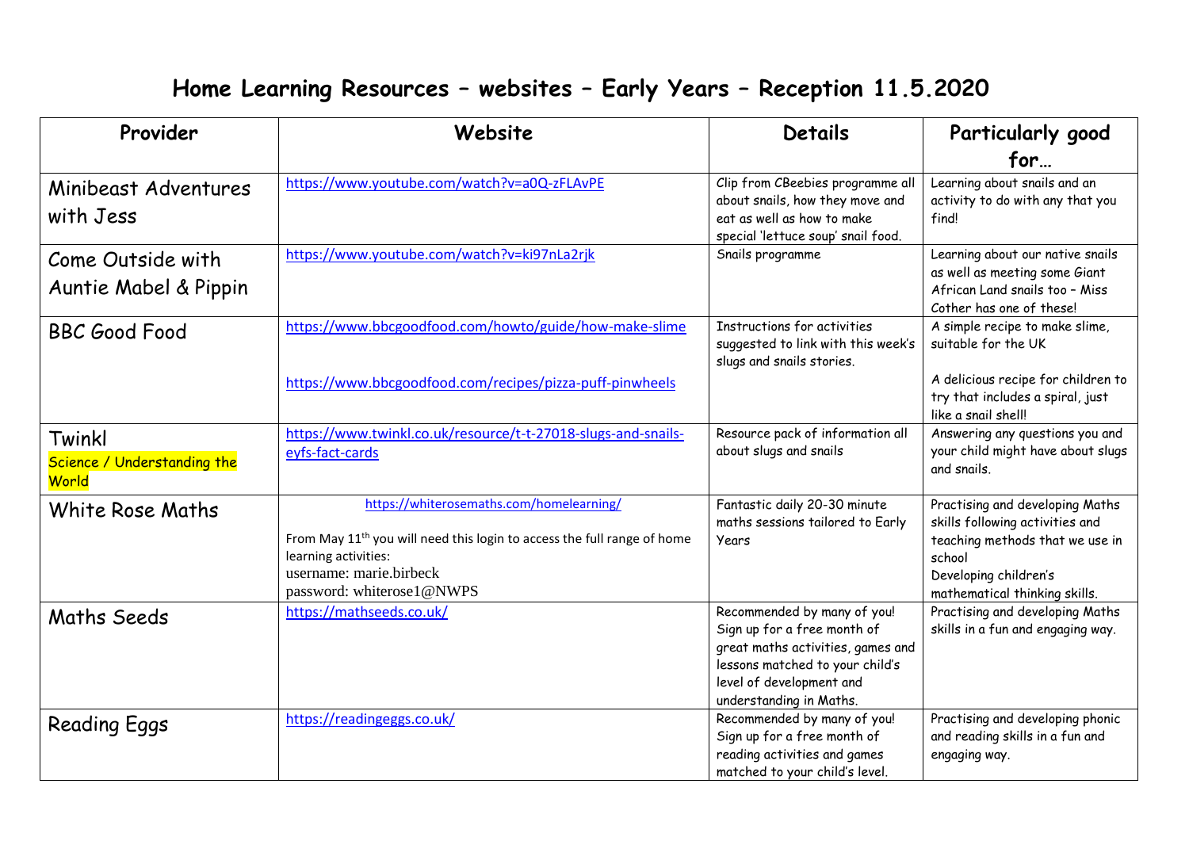# Home Learning Resources – websites – Early Years – Reception 11.5.2020

| Provider | Website | Details | Particularly good for… |
|---|---|---|---|
| Minibeast Adventures with Jess | https://www.youtube.com/watch?v=a0Q-zFLAvPE | Clip from CBeebies programme all about snails, how they move and eat as well as how to make special 'lettuce soup' snail food. | Learning about snails and an activity to do with any that you find! |
| Come Outside with Auntie Mabel & Pippin | https://www.youtube.com/watch?v=ki97nLa2rjk | Snails programme | Learning about our native snails as well as meeting some Giant African Land snails too – Miss Cother has one of these! |
| BBC Good Food | https://www.bbcgoodfood.com/howto/guide/how-make-slime<br><br>https://www.bbcgoodfood.com/recipes/pizza-puff-pinwheels | Instructions for activities suggested to link with this week's slugs and snails stories. | A simple recipe to make slime, suitable for the UK<br><br>A delicious recipe for children to try that includes a spiral, just like a snail shell! |
| Twinkl<br>Science / Understanding the World | https://www.twinkl.co.uk/resource/t-t-27018-slugs-and-snails-eyfs-fact-cards | Resource pack of information all about slugs and snails | Answering any questions you and your child might have about slugs and snails. |
| White Rose Maths | https://whiterosemaths.com/homelearning/<br><br>From May 11th you will need this login to access the full range of home learning activities:<br>username: marie.birbeck<br>password: whiterose1@NWPS | Fantastic daily 20-30 minute maths sessions tailored to Early Years | Practising and developing Maths skills following activities and teaching methods that we use in school<br>Developing children's mathematical thinking skills. |
| Maths Seeds | https://mathseeds.co.uk/ | Recommended by many of you! Sign up for a free month of great maths activities, games and lessons matched to your child's level of development and understanding in Maths. | Practising and developing Maths skills in a fun and engaging way. |
| Reading Eggs | https://readingeggs.co.uk/ | Recommended by many of you! Sign up for a free month of reading activities and games matched to your child's level. | Practising and developing phonic and reading skills in a fun and engaging way. |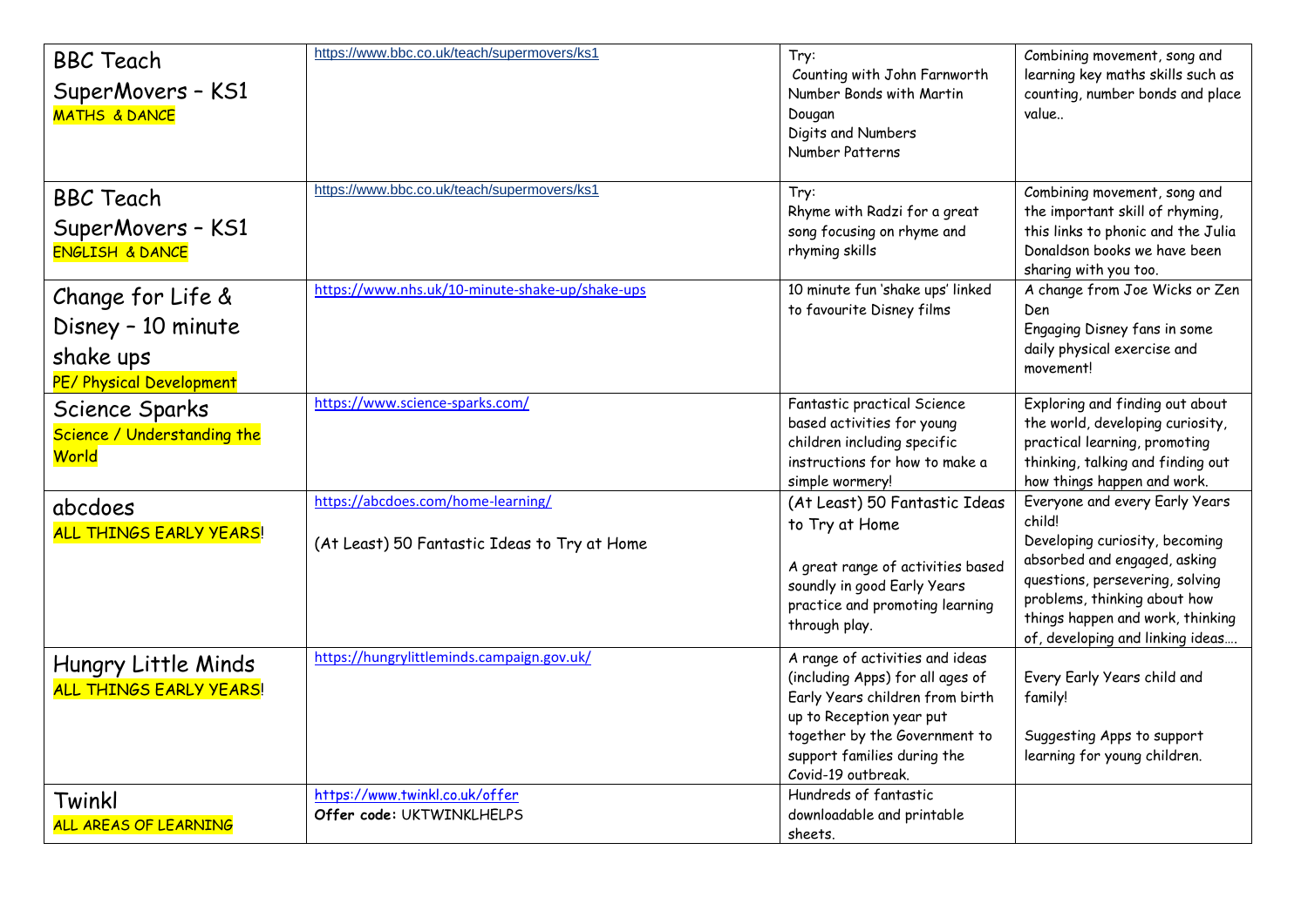| | | | |
|---|---|---|---|
| BBC Teach SuperMovers – KS1<br>MATHS & DANCE | https://www.bbc.co.uk/teach/supermovers/ks1 | Try:<br>Counting with John Farnworth<br>Number Bonds with Martin Dougan<br>Digits and Numbers<br>Number Patterns | Combining movement, song and learning key maths skills such as counting, number bonds and place value.. |
| BBC Teach SuperMovers – KS1<br>ENGLISH & DANCE | https://www.bbc.co.uk/teach/supermovers/ks1 | Try:<br>Rhyme with Radzi for a great song focusing on rhyme and rhyming skills | Combining movement, song and the important skill of rhyming, this links to phonic and the Julia Donaldson books we have been sharing with you too. |
| Change for Life & Disney – 10 minute shake ups<br>PE/ Physical Development | https://www.nhs.uk/10-minute-shake-up/shake-ups | 10 minute fun 'shake ups' linked to favourite Disney films | A change from Joe Wicks or Zen Den<br>Engaging Disney fans in some daily physical exercise and movement! |
| Science Sparks<br>Science / Understanding the World | https://www.science-sparks.com/ | Fantastic practical Science based activities for young children including specific instructions for how to make a simple wormery! | Exploring and finding out about the world, developing curiosity, practical learning, promoting thinking, talking and finding out how things happen and work. |
| abcdoes<br>ALL THINGS EARLY YEARS! | https://abcdoes.com/home-learning/<br><br>(At Least) 50 Fantastic Ideas to Try at Home | (At Least) 50 Fantastic Ideas to Try at Home<br><br>A great range of activities based soundly in good Early Years practice and promoting learning through play. | Everyone and every Early Years child!<br>Developing curiosity, becoming absorbed and engaged, asking questions, persevering, solving problems, thinking about how things happen and work, thinking of, developing and linking ideas…. |
| Hungry Little Minds<br>ALL THINGS EARLY YEARS! | https://hungrylittleminds.campaign.gov.uk/ | A range of activities and ideas (including Apps) for all ages of Early Years children from birth up to Reception year put together by the Government to support families during the Covid-19 outbreak. | Every Early Years child and family!<br><br>Suggesting Apps to support learning for young children. |
| Twinkl<br>ALL AREAS OF LEARNING | https://www.twinkl.co.uk/offer<br>**Offer code:** UKTWINKLHELPS | Hundreds of fantastic downloadable and printable sheets. | |